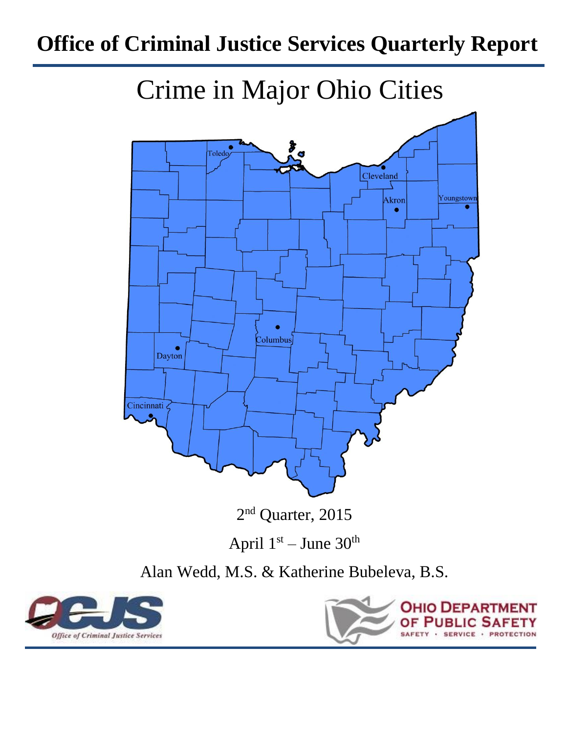# Office of Criminal Justice Services Quarterly Report

## Crime in Major Ohio Cities

Toledo
Cleveland
Akron
Youngstown
Columbus
Dayton
Cincinnati

2nd Quarter, 2015

April 1st – June 30th

Alan Wedd, M.S. & Katherine Bubeleva, B.S.

OCJS
*Office of Criminal Justice Services*

OHIO DEPARTMENT OF PUBLIC SAFETY
SAFETY · SERVICE · PROTECTION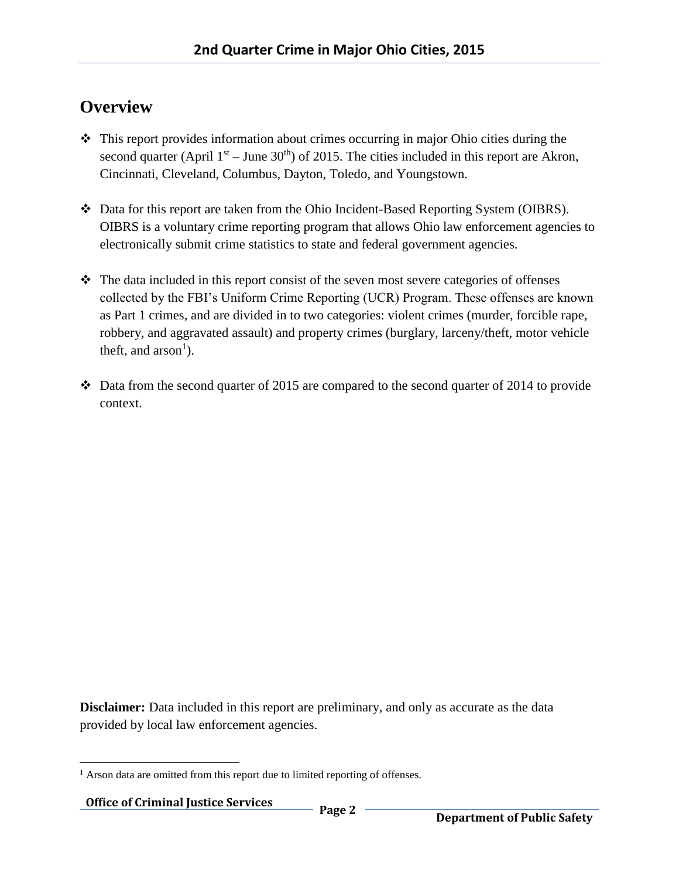## Overview

- This report provides information about crimes occurring in major Ohio cities during the second quarter (April 1st – June 30th) of 2015. The cities included in this report are Akron, Cincinnati, Cleveland, Columbus, Dayton, Toledo, and Youngstown.
- Data for this report are taken from the Ohio Incident-Based Reporting System (OIBRS). OIBRS is a voluntary crime reporting program that allows Ohio law enforcement agencies to electronically submit crime statistics to state and federal government agencies.
- The data included in this report consist of the seven most severe categories of offenses collected by the FBI's Uniform Crime Reporting (UCR) Program. These offenses are known as Part 1 crimes, and are divided in to two categories: violent crimes (murder, forcible rape, robbery, and aggravated assault) and property crimes (burglary, larceny/theft, motor vehicle theft, and arson[1]).
- Data from the second quarter of 2015 are compared to the second quarter of 2014 to provide context.

**Disclaimer:** Data included in this report are preliminary, and only as accurate as the data provided by local law enforcement agencies.

[1] Arson data are omitted from this report due to limited reporting of offenses.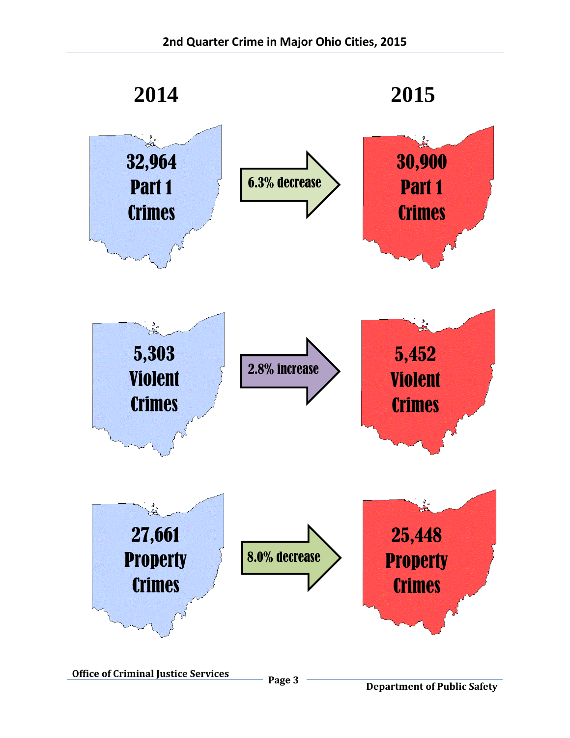## 2nd Quarter Crime in Major Ohio Cities, 2015

2014

2015

32,964
Part 1
Crimes

6.3% decrease

30,900
Part 1
Crimes

5,303
Violent
Crimes

2.8% increase

5,452
Violent
Crimes

27,661
Property
Crimes

8.0% decrease

25,448
Property
Crimes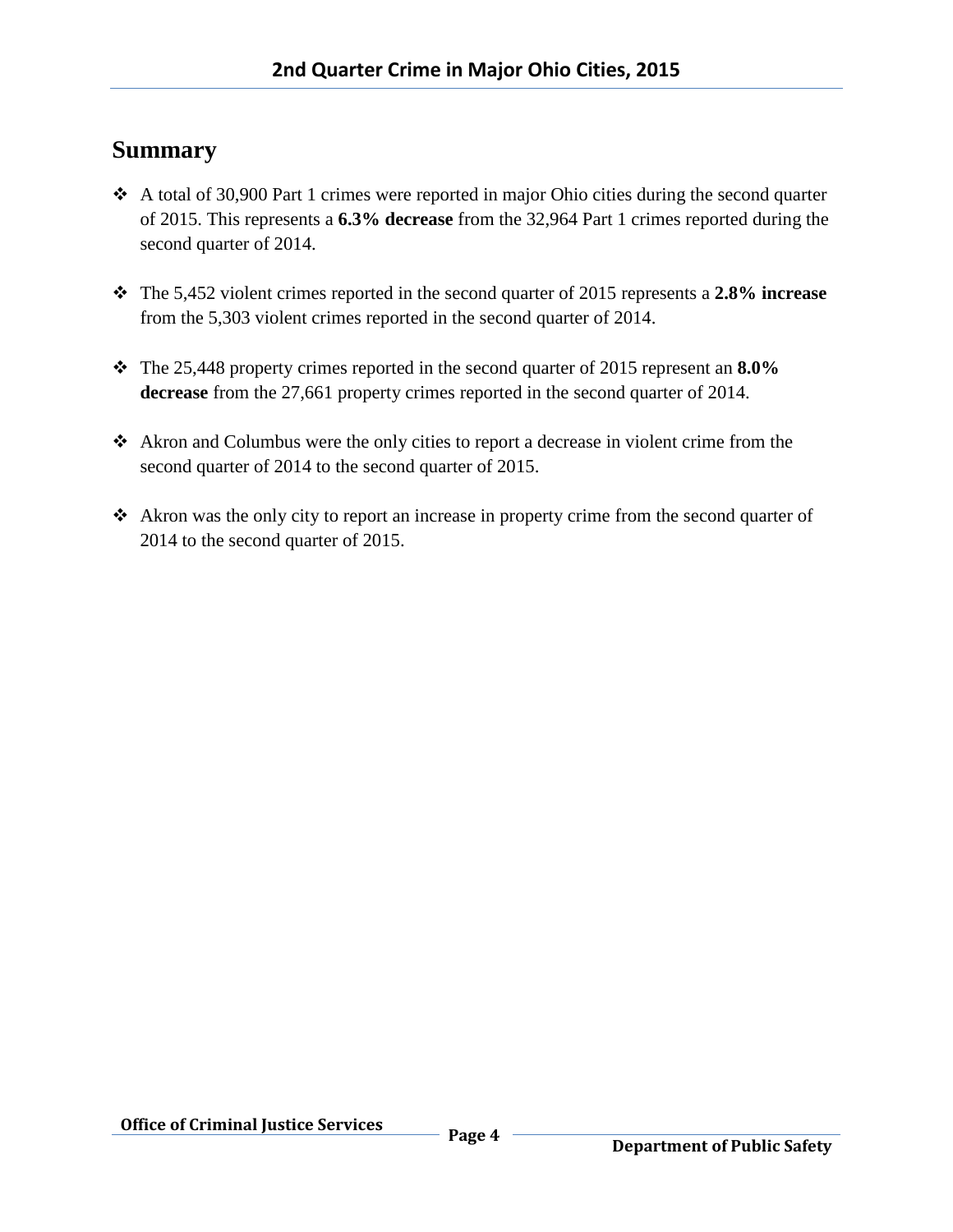## Summary

- A total of 30,900 Part 1 crimes were reported in major Ohio cities during the second quarter of 2015. This represents a **6.3% decrease** from the 32,964 Part 1 crimes reported during the second quarter of 2014.

- The 5,452 violent crimes reported in the second quarter of 2015 represents a **2.8% increase** from the 5,303 violent crimes reported in the second quarter of 2014.

- The 25,448 property crimes reported in the second quarter of 2015 represent an **8.0% decrease** from the 27,661 property crimes reported in the second quarter of 2014.

- Akron and Columbus were the only cities to report a decrease in violent crime from the second quarter of 2014 to the second quarter of 2015.

- Akron was the only city to report an increase in property crime from the second quarter of 2014 to the second quarter of 2015.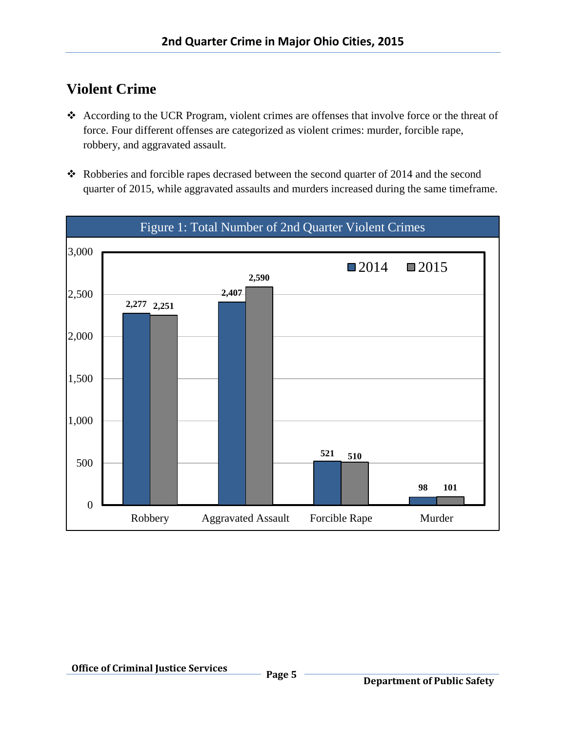## Violent Crime

- According to the UCR Program, violent crimes are offenses that involve force or the threat of force. Four different offenses are categorized as violent crimes: murder, forcible rape, robbery, and aggravated assault.

- Robberies and forcible rapes decrased between the second quarter of 2014 and the second quarter of 2015, while aggravated assaults and murders increased during the same timeframe.

Figure 1: Total Number of 2nd Quarter Violent Crimes

2014
2015

3,000
2,500
2,000
1,500
1,000
500
0

Robbery
2,277
2,251

Aggravated Assault
2,407
2,590

Forcible Rape
521
510

Murder
98
101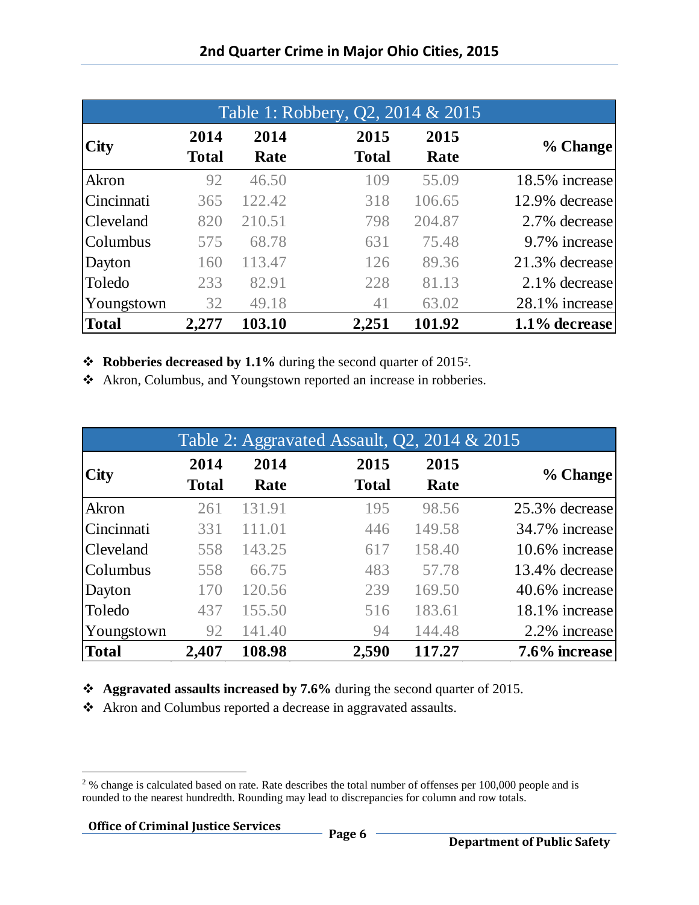## 2nd Quarter Crime in Major Ohio Cities, 2015

**Table 1: Robbery, Q2, 2014 & 2015**

| City | 2014 Total | 2014 Rate | 2015 Total | 2015 Rate | % Change |
|---|---|---|---|---|---|
| Akron | 92 | 46.50 | 109 | 55.09 | 18.5% increase |
| Cincinnati | 365 | 122.42 | 318 | 106.65 | 12.9% decrease |
| Cleveland | 820 | 210.51 | 798 | 204.87 | 2.7% decrease |
| Columbus | 575 | 68.78 | 631 | 75.48 | 9.7% increase |
| Dayton | 160 | 113.47 | 126 | 89.36 | 21.3% decrease |
| Toledo | 233 | 82.91 | 228 | 81.13 | 2.1% decrease |
| Youngstown | 32 | 49.18 | 41 | 63.02 | 28.1% increase |
| **Total** | **2,277** | **103.10** | **2,251** | **101.92** | **1.1% decrease** |

- **Robberies decreased by 1.1%** during the second quarter of 2015[2].
- Akron, Columbus, and Youngstown reported an increase in robberies.

**Table 2: Aggravated Assault, Q2, 2014 & 2015**

| City | 2014 Total | 2014 Rate | 2015 Total | 2015 Rate | % Change |
|---|---|---|---|---|---|
| Akron | 261 | 131.91 | 195 | 98.56 | 25.3% decrease |
| Cincinnati | 331 | 111.01 | 446 | 149.58 | 34.7% increase |
| Cleveland | 558 | 143.25 | 617 | 158.40 | 10.6% increase |
| Columbus | 558 | 66.75 | 483 | 57.78 | 13.4% decrease |
| Dayton | 170 | 120.56 | 239 | 169.50 | 40.6% increase |
| Toledo | 437 | 155.50 | 516 | 183.61 | 18.1% increase |
| Youngstown | 92 | 141.40 | 94 | 144.48 | 2.2% increase |
| **Total** | **2,407** | **108.98** | **2,590** | **117.27** | **7.6% increase** |

- **Aggravated assaults increased by 7.6%** during the second quarter of 2015.
- Akron and Columbus reported a decrease in aggravated assaults.

[2] % change is calculated based on rate. Rate describes the total number of offenses per 100,000 people and is rounded to the nearest hundredth. Rounding may lead to discrepancies for column and row totals.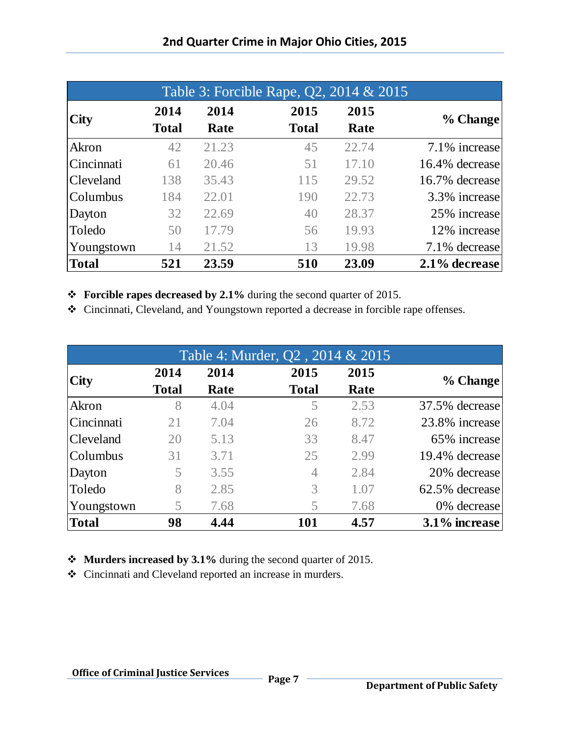## 2nd Quarter Crime in Major Ohio Cities, 2015

**Table 3: Forcible Rape, Q2, 2014 & 2015**

| City | 2014 Total | 2014 Rate | 2015 Total | 2015 Rate | % Change |
|---|---|---|---|---|---|
| Akron | 42 | 21.23 | 45 | 22.74 | 7.1% increase |
| Cincinnati | 61 | 20.46 | 51 | 17.10 | 16.4% decrease |
| Cleveland | 138 | 35.43 | 115 | 29.52 | 16.7% decrease |
| Columbus | 184 | 22.01 | 190 | 22.73 | 3.3% increase |
| Dayton | 32 | 22.69 | 40 | 28.37 | 25% increase |
| Toledo | 50 | 17.79 | 56 | 19.93 | 12% increase |
| Youngstown | 14 | 21.52 | 13 | 19.98 | 7.1% decrease |
| **Total** | **521** | **23.59** | **510** | **23.09** | **2.1% decrease** |

- **Forcible rapes decreased by 2.1%** during the second quarter of 2015.
- Cincinnati, Cleveland, and Youngstown reported a decrease in forcible rape offenses.

**Table 4: Murder, Q2 , 2014 & 2015**

| City | 2014 Total | 2014 Rate | 2015 Total | 2015 Rate | % Change |
|---|---|---|---|---|---|
| Akron | 8 | 4.04 | 5 | 2.53 | 37.5% decrease |
| Cincinnati | 21 | 7.04 | 26 | 8.72 | 23.8% increase |
| Cleveland | 20 | 5.13 | 33 | 8.47 | 65% increase |
| Columbus | 31 | 3.71 | 25 | 2.99 | 19.4% decrease |
| Dayton | 5 | 3.55 | 4 | 2.84 | 20% decrease |
| Toledo | 8 | 2.85 | 3 | 1.07 | 62.5% decrease |
| Youngstown | 5 | 7.68 | 5 | 7.68 | 0% decrease |
| **Total** | **98** | **4.44** | **101** | **4.57** | **3.1% increase** |

- **Murders increased by 3.1%** during the second quarter of 2015.
- Cincinnati and Cleveland reported an increase in murders.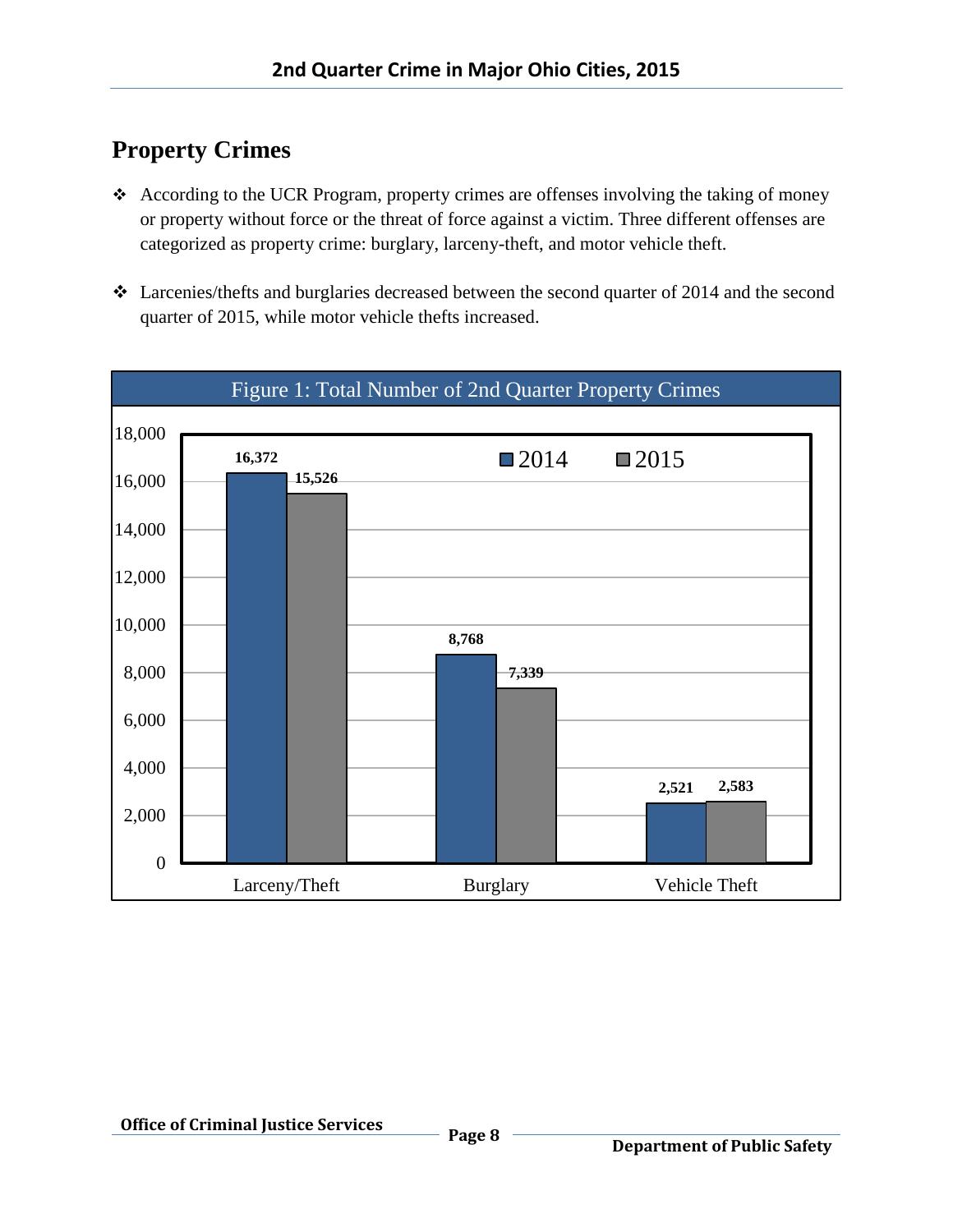## Property Crimes

- According to the UCR Program, property crimes are offenses involving the taking of money or property without force or the threat of force against a victim. Three different offenses are categorized as property crime: burglary, larceny-theft, and motor vehicle theft.

- Larcenies/thefts and burglaries decreased between the second quarter of 2014 and the second quarter of 2015, while motor vehicle thefts increased.

Figure 1: Total Number of 2nd Quarter Property Crimes

2014
2015

18,000
16,000
14,000
12,000
10,000
8,000
6,000
4,000
2,000
0

16,372
15,526
8,768
7,339
2,521
2,583

Larceny/Theft
Burglary
Vehicle Theft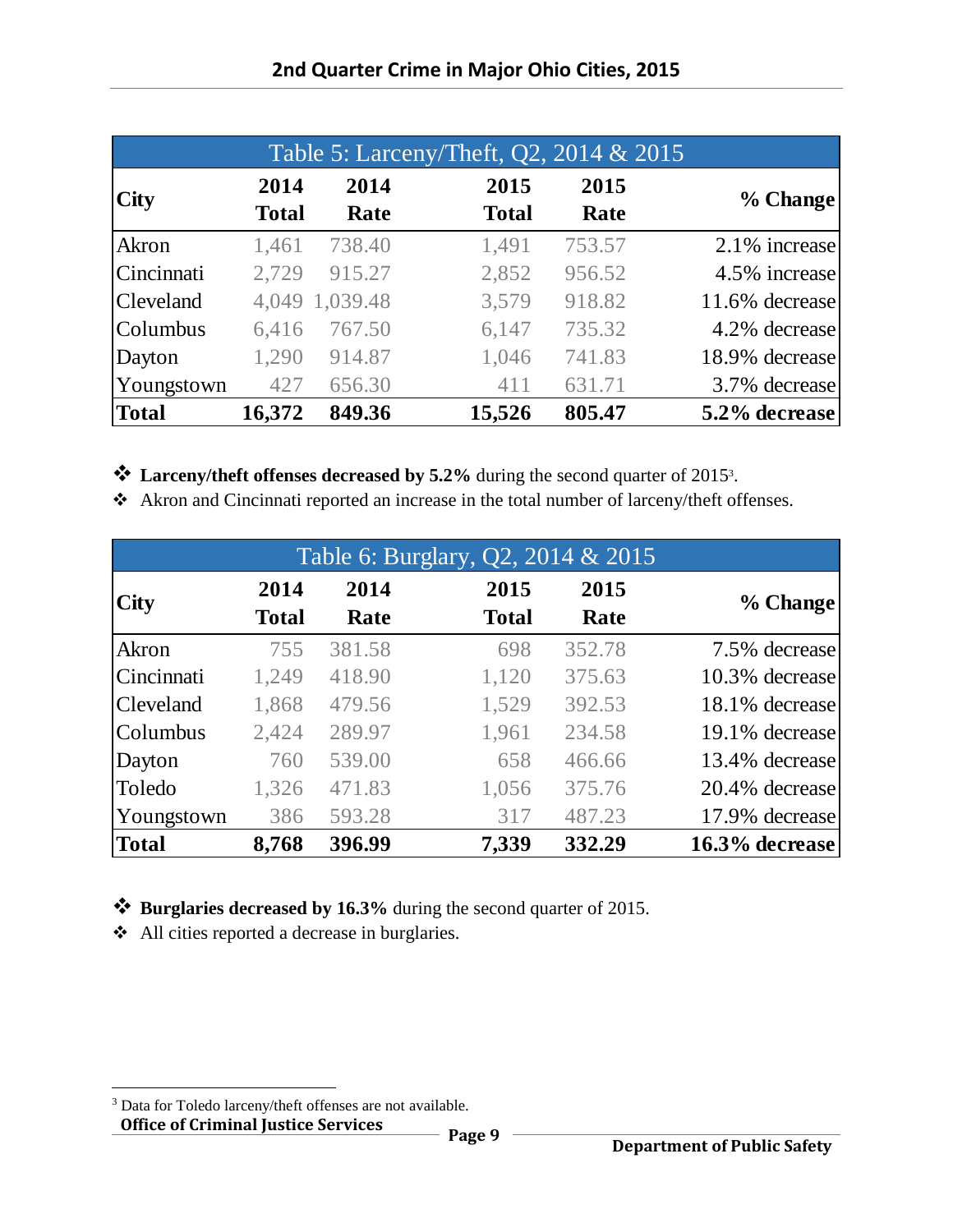| Table 5: Larceny/Theft, Q2, 2014 & 2015 | | | | | |
|---|---|---|---|---|---|
| **City** | **2014 Total** | **2014 Rate** | **2015 Total** | **2015 Rate** | **% Change** |
| Akron | 1,461 | 738.40 | 1,491 | 753.57 | 2.1% increase |
| Cincinnati | 2,729 | 915.27 | 2,852 | 956.52 | 4.5% increase |
| Cleveland | 4,049 | 1,039.48 | 3,579 | 918.82 | 11.6% decrease |
| Columbus | 6,416 | 767.50 | 6,147 | 735.32 | 4.2% decrease |
| Dayton | 1,290 | 914.87 | 1,046 | 741.83 | 18.9% decrease |
| Youngstown | 427 | 656.30 | 411 | 631.71 | 3.7% decrease |
| **Total** | **16,372** | **849.36** | **15,526** | **805.47** | **5.2% decrease** |

- **Larceny/theft offenses decreased by 5.2%** during the second quarter of 2015[3].
- Akron and Cincinnati reported an increase in the total number of larceny/theft offenses.

| Table 6: Burglary, Q2, 2014 & 2015 | | | | | |
|---|---|---|---|---|---|
| **City** | **2014 Total** | **2014 Rate** | **2015 Total** | **2015 Rate** | **% Change** |
| Akron | 755 | 381.58 | 698 | 352.78 | 7.5% decrease |
| Cincinnati | 1,249 | 418.90 | 1,120 | 375.63 | 10.3% decrease |
| Cleveland | 1,868 | 479.56 | 1,529 | 392.53 | 18.1% decrease |
| Columbus | 2,424 | 289.97 | 1,961 | 234.58 | 19.1% decrease |
| Dayton | 760 | 539.00 | 658 | 466.66 | 13.4% decrease |
| Toledo | 1,326 | 471.83 | 1,056 | 375.76 | 20.4% decrease |
| Youngstown | 386 | 593.28 | 317 | 487.23 | 17.9% decrease |
| **Total** | **8,768** | **396.99** | **7,339** | **332.29** | **16.3% decrease** |

- **Burglaries decreased by 16.3%** during the second quarter of 2015.
- All cities reported a decrease in burglaries.

[3] Data for Toledo larceny/theft offenses are not available.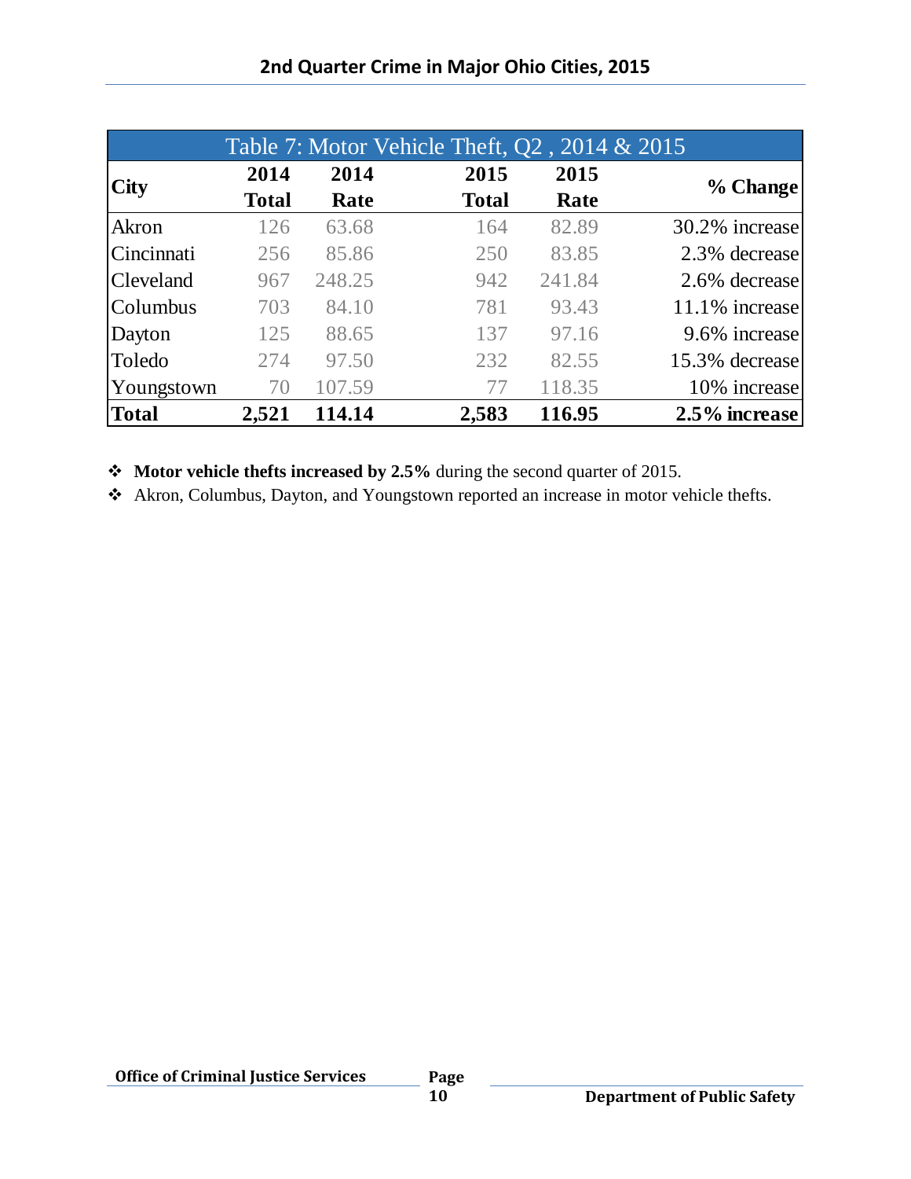| Table 7: Motor Vehicle Theft, Q2 , 2014 & 2015 | | | | | |
|---|---|---|---|---|---|
| City | 2014 Total | 2014 Rate | 2015 Total | 2015 Rate | % Change |
| Akron | 126 | 63.68 | 164 | 82.89 | 30.2% increase |
| Cincinnati | 256 | 85.86 | 250 | 83.85 | 2.3% decrease |
| Cleveland | 967 | 248.25 | 942 | 241.84 | 2.6% decrease |
| Columbus | 703 | 84.10 | 781 | 93.43 | 11.1% increase |
| Dayton | 125 | 88.65 | 137 | 97.16 | 9.6% increase |
| Toledo | 274 | 97.50 | 232 | 82.55 | 15.3% decrease |
| Youngstown | 70 | 107.59 | 77 | 118.35 | 10% increase |
| **Total** | **2,521** | **114.14** | **2,583** | **116.95** | **2.5% increase** |

- **Motor vehicle thefts increased by 2.5%** during the second quarter of 2015.
- Akron, Columbus, Dayton, and Youngstown reported an increase in motor vehicle thefts.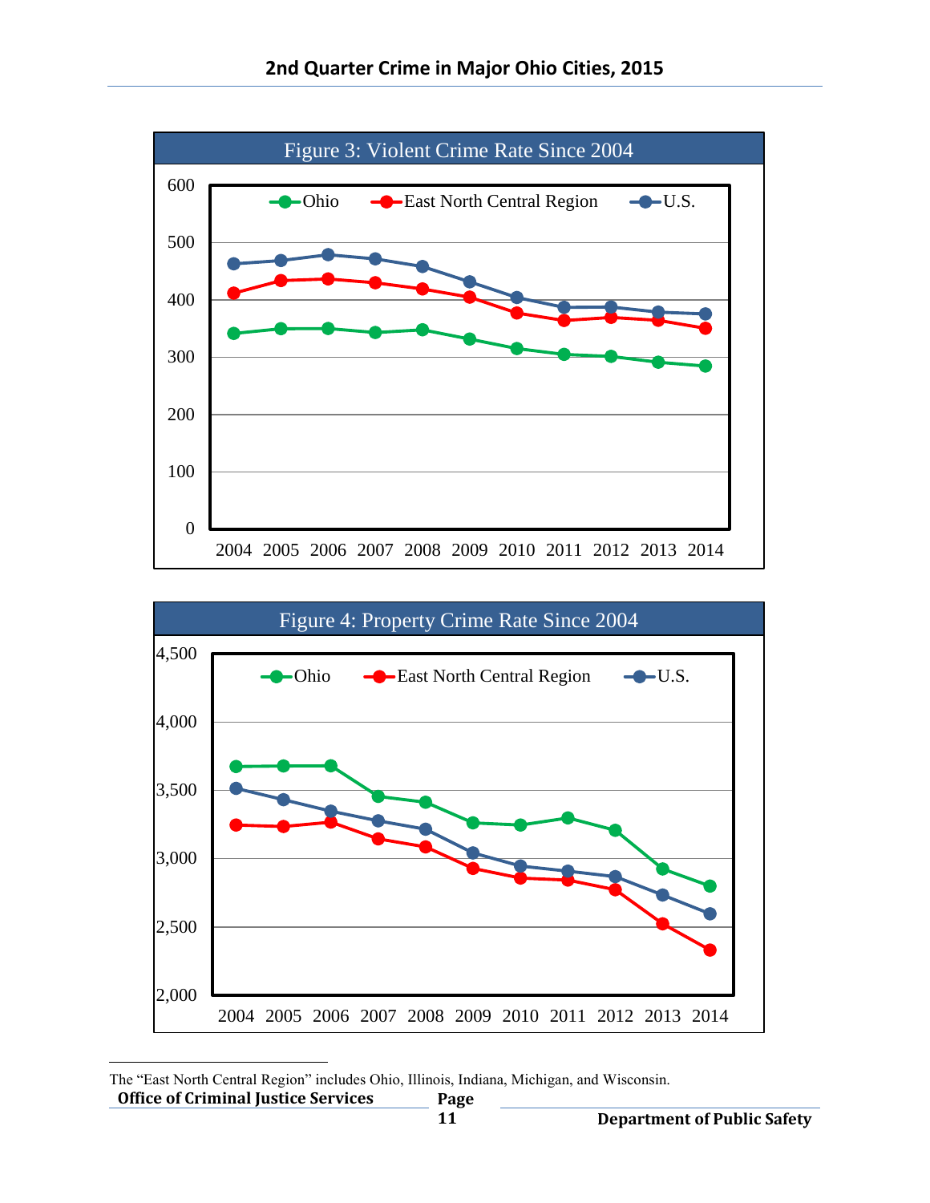Figure 3: Violent Crime Rate Since 2004

Ohio
East North Central Region
U.S.

600
500
400
300
200
100
0

2004 2005 2006 2007 2008 2009 2010 2011 2012 2013 2014

Figure 4: Property Crime Rate Since 2004

Ohio
East North Central Region
U.S.

4,500
4,000
3,500
3,000
2,500
2,000

2004 2005 2006 2007 2008 2009 2010 2011 2012 2013 2014

The "East North Central Region" includes Ohio, Illinois, Indiana, Michigan, and Wisconsin.